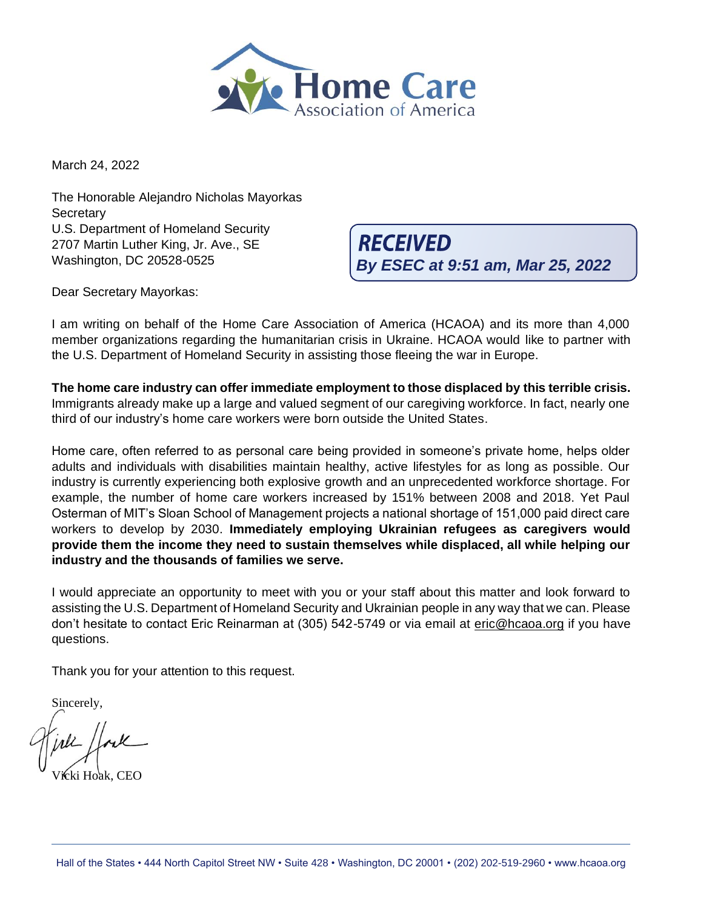Home Care Association of America

March 24, 2022

The Honorable Alejandro Nicholas Mayorkas
Secretary
U.S. Department of Homeland Security
2707 Martin Luther King, Jr. Ave., SE
Washington, DC 20528-0525

**RECEIVED**
***By ESEC at 9:51 am, Mar 25, 2022***

Dear Secretary Mayorkas:

I am writing on behalf of the Home Care Association of America (HCAOA) and its more than 4,000 member organizations regarding the humanitarian crisis in Ukraine. HCAOA would like to partner with the U.S. Department of Homeland Security in assisting those fleeing the war in Europe.

**The home care industry can offer immediate employment to those displaced by this terrible crisis.** Immigrants already make up a large and valued segment of our caregiving workforce. In fact, nearly one third of our industry's home care workers were born outside the United States.

Home care, often referred to as personal care being provided in someone's private home, helps older adults and individuals with disabilities maintain healthy, active lifestyles for as long as possible. Our industry is currently experiencing both explosive growth and an unprecedented workforce shortage. For example, the number of home care workers increased by 151% between 2008 and 2018. Yet Paul Osterman of MIT's Sloan School of Management projects a national shortage of 151,000 paid direct care workers to develop by 2030. **Immediately employing Ukrainian refugees as caregivers would provide them the income they need to sustain themselves while displaced, all while helping our industry and the thousands of families we serve.**

I would appreciate an opportunity to meet with you or your staff about this matter and look forward to assisting the U.S. Department of Homeland Security and Ukrainian people in any way that we can. Please don't hesitate to contact Eric Reinarman at (305) 542-5749 or via email at eric@hcaoa.org if you have questions.

Thank you for your attention to this request.

Sincerely,

Vicki Hoak, CEO

Hall of the States • 444 North Capitol Street NW • Suite 428 • Washington, DC 20001 • (202) 202-519-2960 • www.hcaoa.org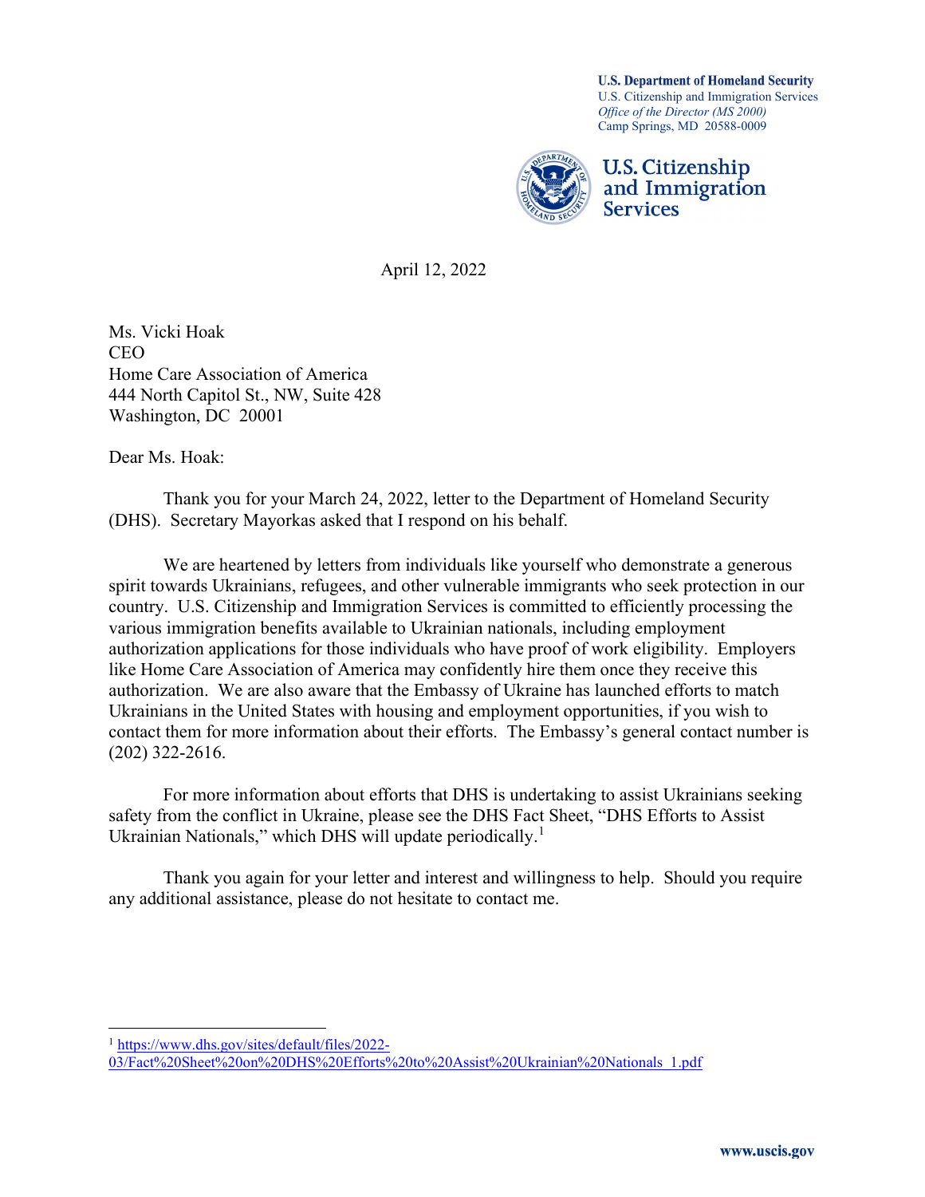U.S. Department of Homeland Security
U.S. Citizenship and Immigration Services
*Office of the Director (MS 2000)*
Camp Springs, MD 20588-0009

**U.S. Citizenship and Immigration Services**

April 12, 2022

Ms. Vicki Hoak
CEO
Home Care Association of America
444 North Capitol St., NW, Suite 428
Washington, DC 20001

Dear Ms. Hoak:

Thank you for your March 24, 2022, letter to the Department of Homeland Security (DHS). Secretary Mayorkas asked that I respond on his behalf.

We are heartened by letters from individuals like yourself who demonstrate a generous spirit towards Ukrainians, refugees, and other vulnerable immigrants who seek protection in our country. U.S. Citizenship and Immigration Services is committed to efficiently processing the various immigration benefits available to Ukrainian nationals, including employment authorization applications for those individuals who have proof of work eligibility. Employers like Home Care Association of America may confidently hire them once they receive this authorization. We are also aware that the Embassy of Ukraine has launched efforts to match Ukrainians in the United States with housing and employment opportunities, if you wish to contact them for more information about their efforts. The Embassy's general contact number is (202) 322-2616.

For more information about efforts that DHS is undertaking to assist Ukrainians seeking safety from the conflict in Ukraine, please see the DHS Fact Sheet, "DHS Efforts to Assist Ukrainian Nationals," which DHS will update periodically.[1]

Thank you again for your letter and interest and willingness to help. Should you require any additional assistance, please do not hesitate to contact me.

---

[1] https://www.dhs.gov/sites/default/files/2022-03/Fact%20Sheet%20on%20DHS%20Efforts%20to%20Assist%20Ukrainian%20Nationals_1.pdf

www.uscis.gov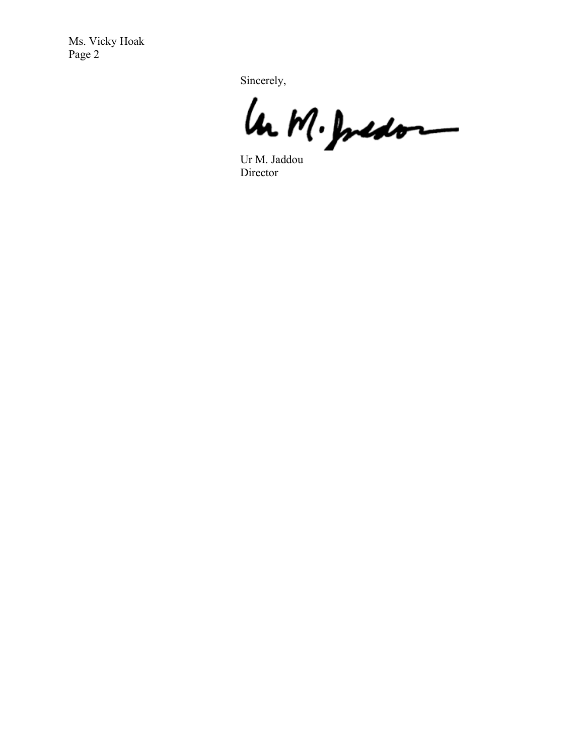Sincerely,

Ur M. Jaddou
Director